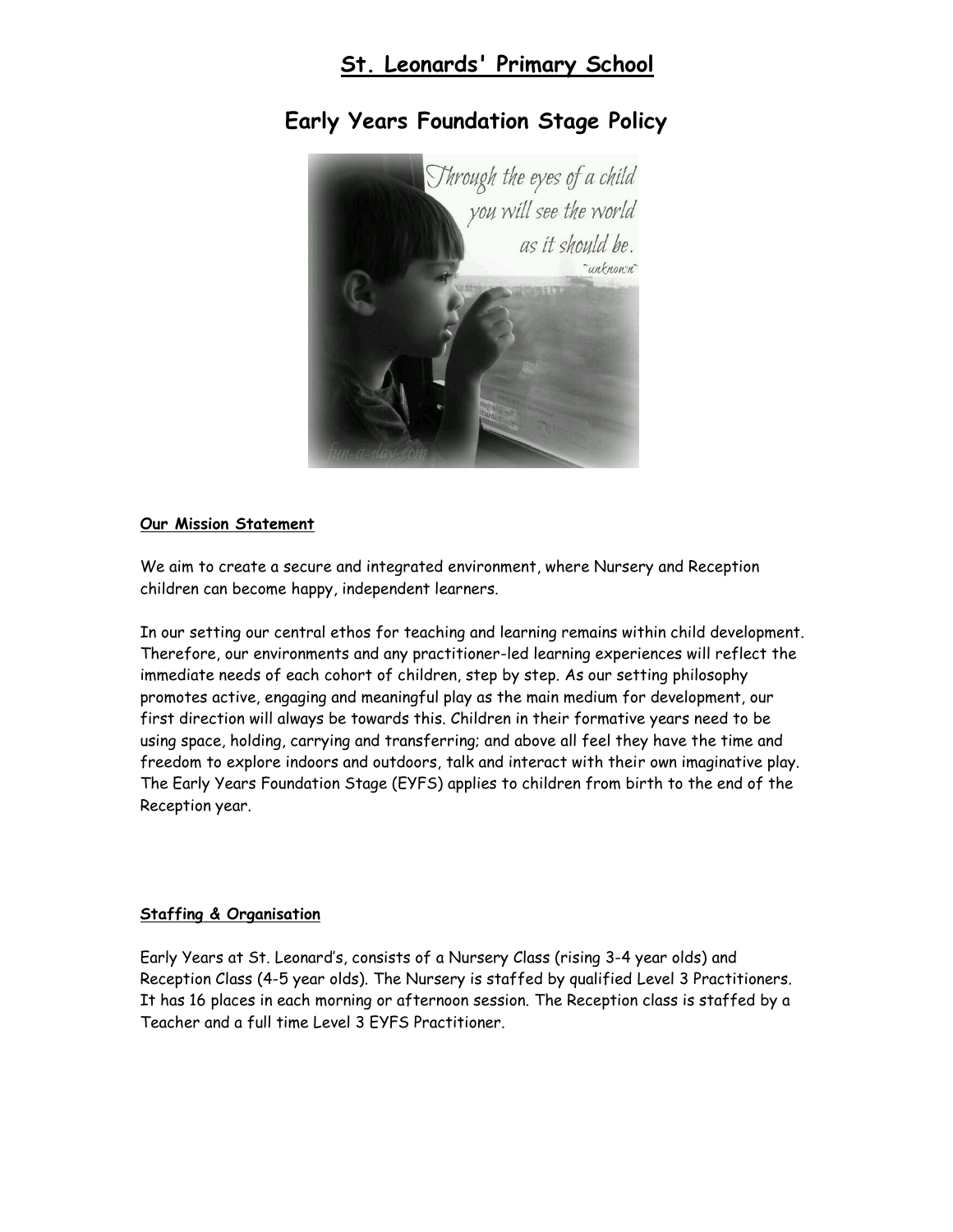# St. Leonards' Primary School

## Early Years Foundation Stage Policy

### Our Mission Statement

We aim to create a secure and integrated environment, where Nursery and Reception children can become happy, independent learners.

In our setting our central ethos for teaching and learning remains within child development. Therefore, our environments and any practitioner-led learning experiences will reflect the immediate needs of each cohort of children, step by step. As our setting philosophy promotes active, engaging and meaningful play as the main medium for development, our first direction will always be towards this. Children in their formative years need to be using space, holding, carrying and transferring; and above all feel they have the time and freedom to explore indoors and outdoors, talk and interact with their own imaginative play. The Early Years Foundation Stage (EYFS) applies to children from birth to the end of the Reception year.

### Staffing & Organisation

Early Years at St. Leonard's, consists of a Nursery Class (rising 3-4 year olds) and Reception Class (4-5 year olds). The Nursery is staffed by qualified Level 3 Practitioners. It has 16 places in each morning or afternoon session. The Reception class is staffed by a Teacher and a full time Level 3 EYFS Practitioner.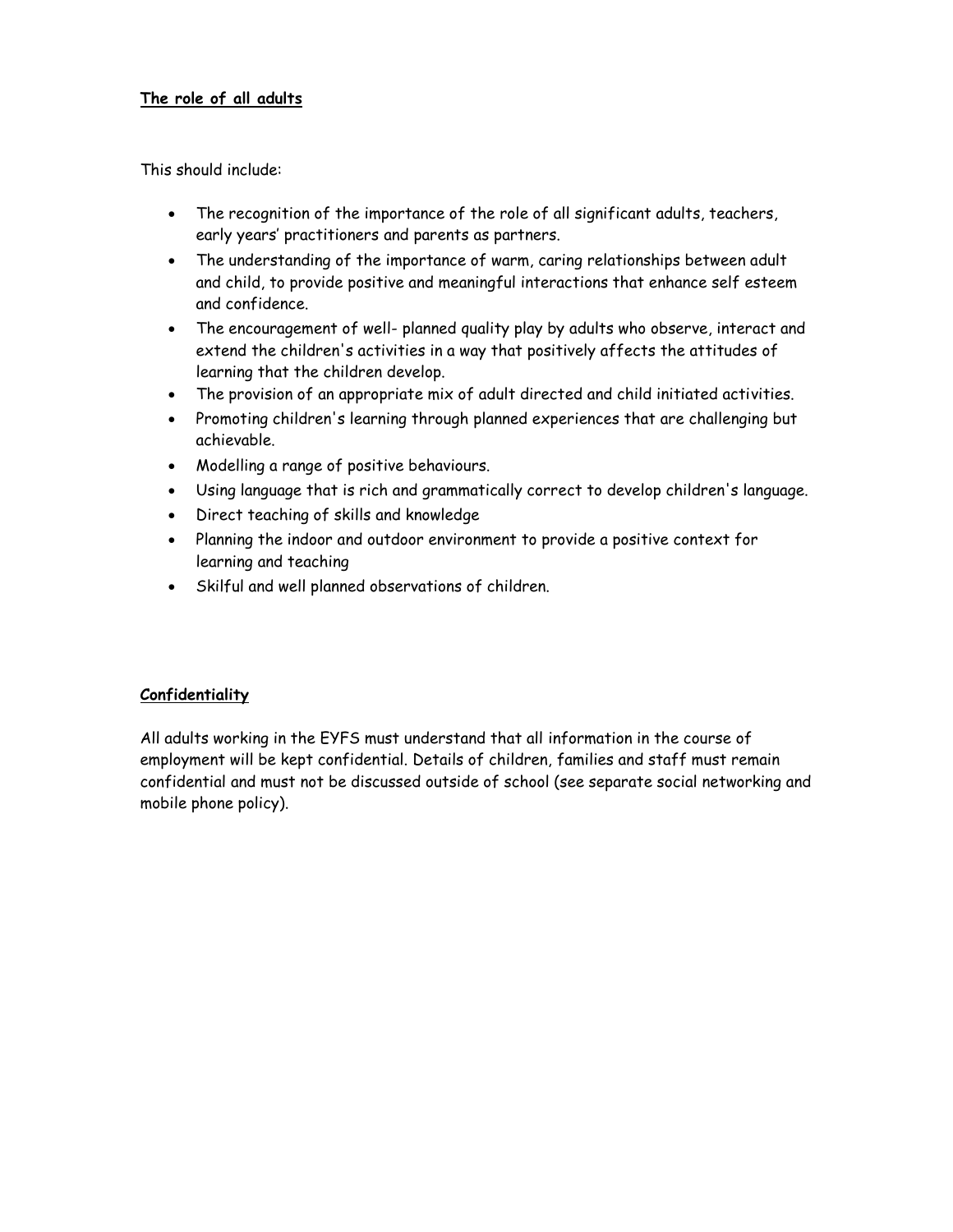**The role of all adults**

This should include:

- The recognition of the importance of the role of all significant adults, teachers, early years' practitioners and parents as partners.
- The understanding of the importance of warm, caring relationships between adult and child, to provide positive and meaningful interactions that enhance self esteem and confidence.
- The encouragement of well- planned quality play by adults who observe, interact and extend the children's activities in a way that positively affects the attitudes of learning that the children develop.
- The provision of an appropriate mix of adult directed and child initiated activities.
- Promoting children's learning through planned experiences that are challenging but achievable.
- Modelling a range of positive behaviours.
- Using language that is rich and grammatically correct to develop children's language.
- Direct teaching of skills and knowledge
- Planning the indoor and outdoor environment to provide a positive context for learning and teaching
- Skilful and well planned observations of children.

**Confidentiality**

All adults working in the EYFS must understand that all information in the course of employment will be kept confidential. Details of children, families and staff must remain confidential and must not be discussed outside of school (see separate social networking and mobile phone policy).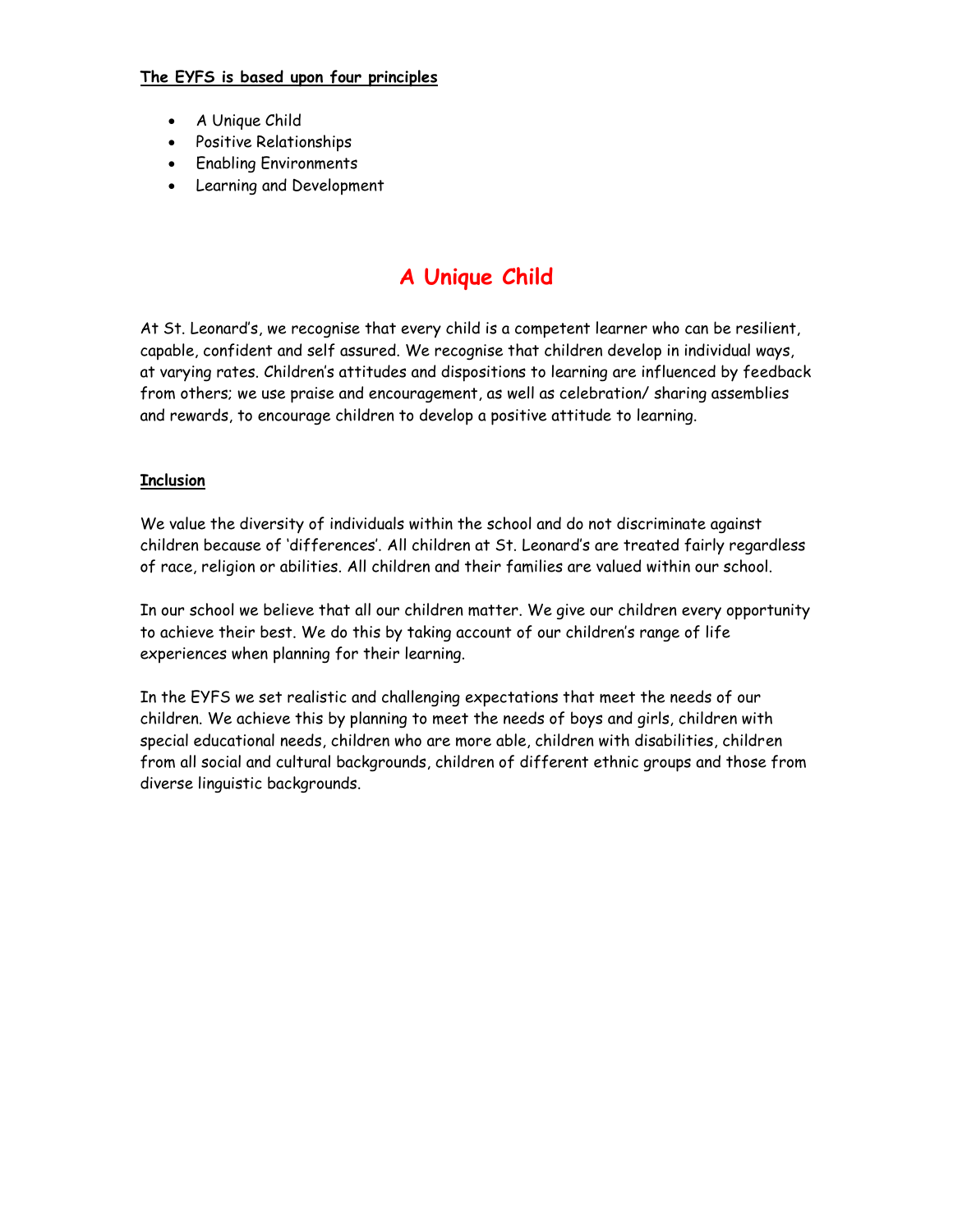**The EYFS is based upon four principles**

- A Unique Child
- Positive Relationships
- Enabling Environments
- Learning and Development

# A Unique Child

At St. Leonard's, we recognise that every child is a competent learner who can be resilient, capable, confident and self assured. We recognise that children develop in individual ways, at varying rates. Children's attitudes and dispositions to learning are influenced by feedback from others; we use praise and encouragement, as well as celebration/ sharing assemblies and rewards, to encourage children to develop a positive attitude to learning.

**Inclusion**

We value the diversity of individuals within the school and do not discriminate against children because of 'differences'. All children at St. Leonard's are treated fairly regardless of race, religion or abilities. All children and their families are valued within our school.

In our school we believe that all our children matter. We give our children every opportunity to achieve their best. We do this by taking account of our children's range of life experiences when planning for their learning.

In the EYFS we set realistic and challenging expectations that meet the needs of our children. We achieve this by planning to meet the needs of boys and girls, children with special educational needs, children who are more able, children with disabilities, children from all social and cultural backgrounds, children of different ethnic groups and those from diverse linguistic backgrounds.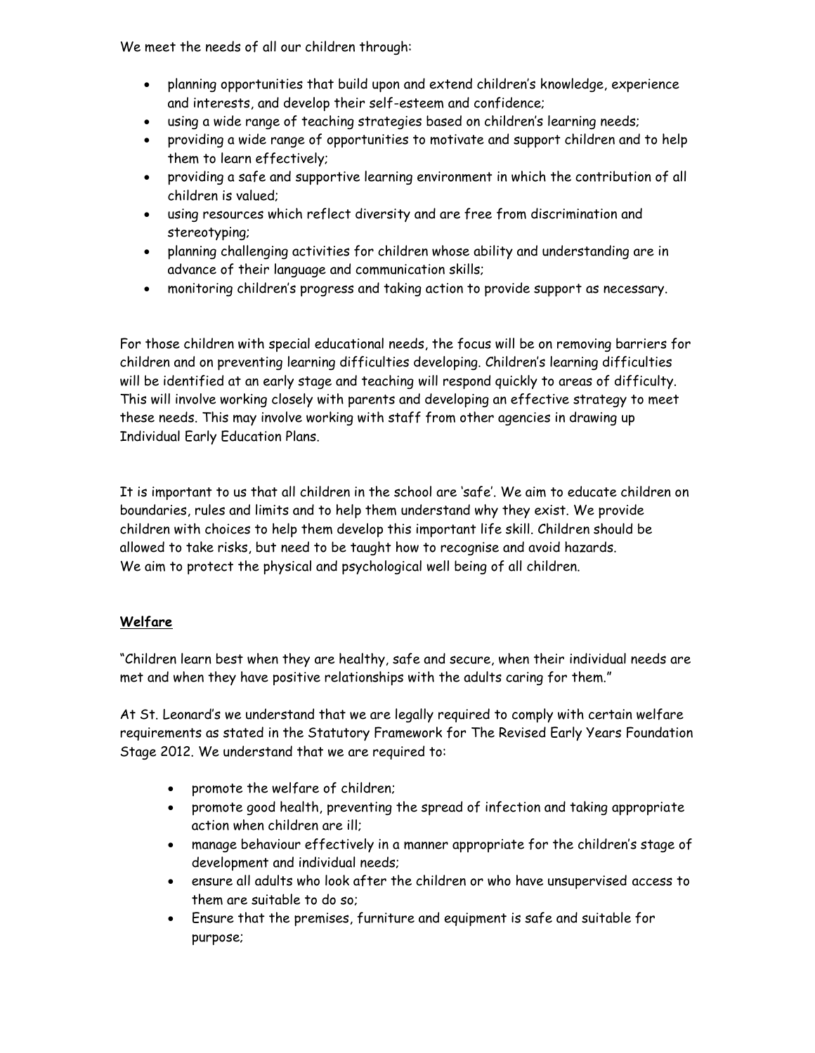We meet the needs of all our children through:

- planning opportunities that build upon and extend children's knowledge, experience and interests, and develop their self-esteem and confidence;
- using a wide range of teaching strategies based on children's learning needs;
- providing a wide range of opportunities to motivate and support children and to help them to learn effectively;
- providing a safe and supportive learning environment in which the contribution of all children is valued;
- using resources which reflect diversity and are free from discrimination and stereotyping;
- planning challenging activities for children whose ability and understanding are in advance of their language and communication skills;
- monitoring children's progress and taking action to provide support as necessary.

For those children with special educational needs, the focus will be on removing barriers for children and on preventing learning difficulties developing. Children's learning difficulties will be identified at an early stage and teaching will respond quickly to areas of difficulty. This will involve working closely with parents and developing an effective strategy to meet these needs. This may involve working with staff from other agencies in drawing up Individual Early Education Plans.

It is important to us that all children in the school are 'safe'. We aim to educate children on boundaries, rules and limits and to help them understand why they exist. We provide children with choices to help them develop this important life skill. Children should be allowed to take risks, but need to be taught how to recognise and avoid hazards.
We aim to protect the physical and psychological well being of all children.

## **Welfare**

"Children learn best when they are healthy, safe and secure, when their individual needs are met and when they have positive relationships with the adults caring for them."

At St. Leonard's we understand that we are legally required to comply with certain welfare requirements as stated in the Statutory Framework for The Revised Early Years Foundation Stage 2012. We understand that we are required to:

- promote the welfare of children;
- promote good health, preventing the spread of infection and taking appropriate action when children are ill;
- manage behaviour effectively in a manner appropriate for the children's stage of development and individual needs;
- ensure all adults who look after the children or who have unsupervised access to them are suitable to do so;
- Ensure that the premises, furniture and equipment is safe and suitable for purpose;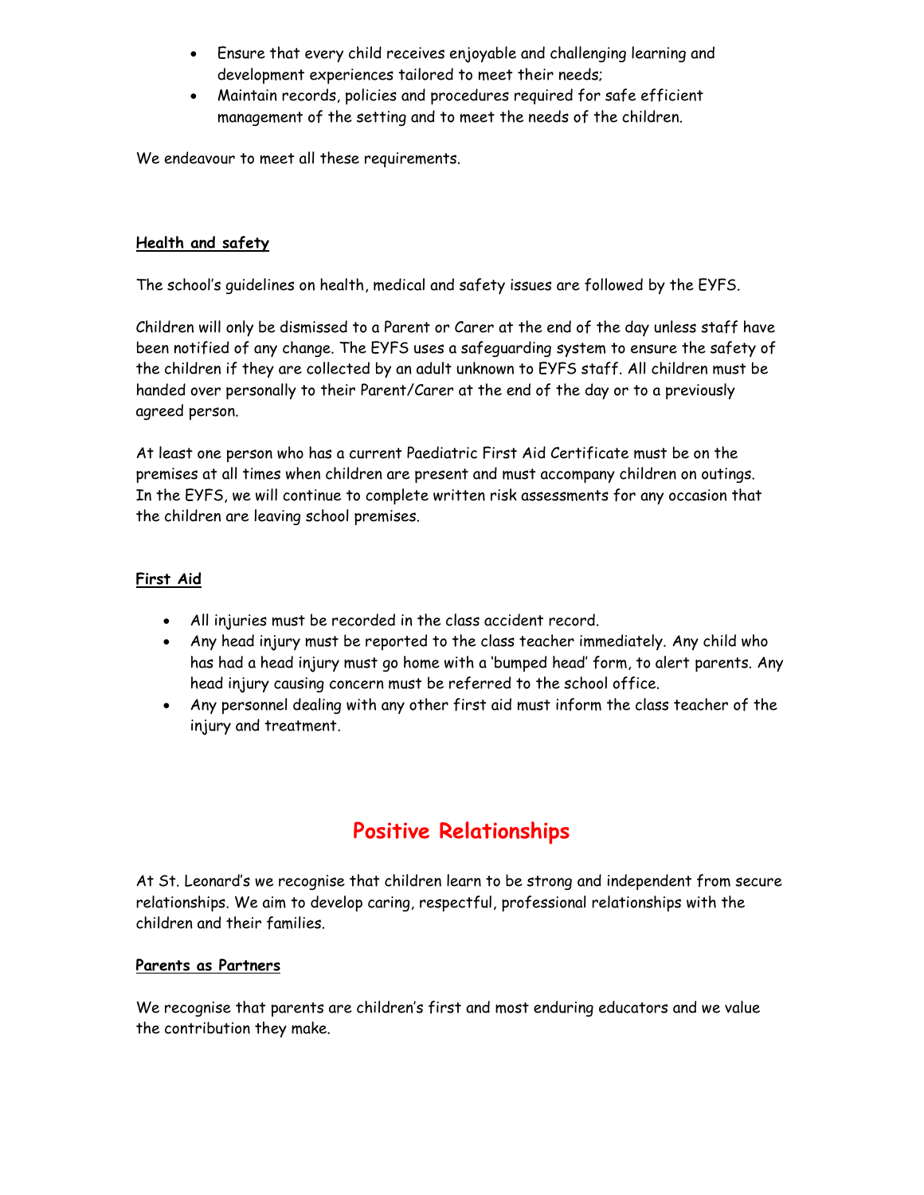- Ensure that every child receives enjoyable and challenging learning and development experiences tailored to meet their needs;
- Maintain records, policies and procedures required for safe efficient management of the setting and to meet the needs of the children.

We endeavour to meet all these requirements.

### Health and safety

The school's guidelines on health, medical and safety issues are followed by the EYFS.

Children will only be dismissed to a Parent or Carer at the end of the day unless staff have been notified of any change. The EYFS uses a safeguarding system to ensure the safety of the children if they are collected by an adult unknown to EYFS staff. All children must be handed over personally to their Parent/Carer at the end of the day or to a previously agreed person.

At least one person who has a current Paediatric First Aid Certificate must be on the premises at all times when children are present and must accompany children on outings. In the EYFS, we will continue to complete written risk assessments for any occasion that the children are leaving school premises.

### First Aid

- All injuries must be recorded in the class accident record.
- Any head injury must be reported to the class teacher immediately. Any child who has had a head injury must go home with a 'bumped head' form, to alert parents. Any head injury causing concern must be referred to the school office.
- Any personnel dealing with any other first aid must inform the class teacher of the injury and treatment.

## Positive Relationships

At St. Leonard's we recognise that children learn to be strong and independent from secure relationships. We aim to develop caring, respectful, professional relationships with the children and their families.

### Parents as Partners

We recognise that parents are children's first and most enduring educators and we value the contribution they make.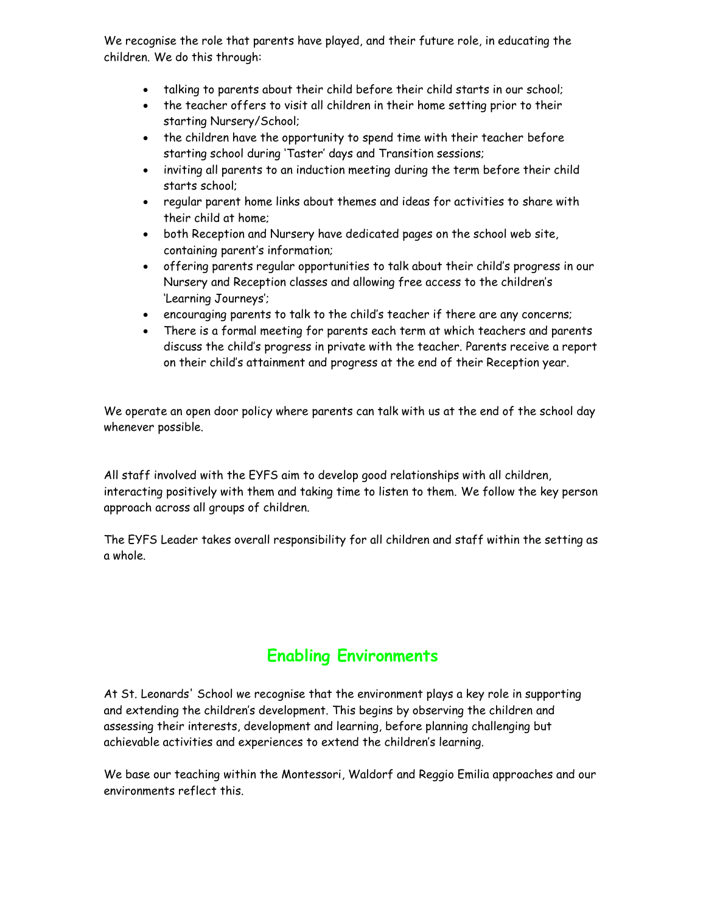We recognise the role that parents have played, and their future role, in educating the children. We do this through:

- talking to parents about their child before their child starts in our school;
- the teacher offers to visit all children in their home setting prior to their starting Nursery/School;
- the children have the opportunity to spend time with their teacher before starting school during 'Taster' days and Transition sessions;
- inviting all parents to an induction meeting during the term before their child starts school;
- regular parent home links about themes and ideas for activities to share with their child at home;
- both Reception and Nursery have dedicated pages on the school web site, containing parent's information;
- offering parents regular opportunities to talk about their child's progress in our Nursery and Reception classes and allowing free access to the children's 'Learning Journeys';
- encouraging parents to talk to the child's teacher if there are any concerns;
- There is a formal meeting for parents each term at which teachers and parents discuss the child's progress in private with the teacher. Parents receive a report on their child's attainment and progress at the end of their Reception year.

We operate an open door policy where parents can talk with us at the end of the school day whenever possible.

All staff involved with the EYFS aim to develop good relationships with all children, interacting positively with them and taking time to listen to them. We follow the key person approach across all groups of children.

The EYFS Leader takes overall responsibility for all children and staff within the setting as a whole.

## Enabling Environments

At St. Leonards' School we recognise that the environment plays a key role in supporting and extending the children's development. This begins by observing the children and assessing their interests, development and learning, before planning challenging but achievable activities and experiences to extend the children's learning.

We base our teaching within the Montessori, Waldorf and Reggio Emilia approaches and our environments reflect this.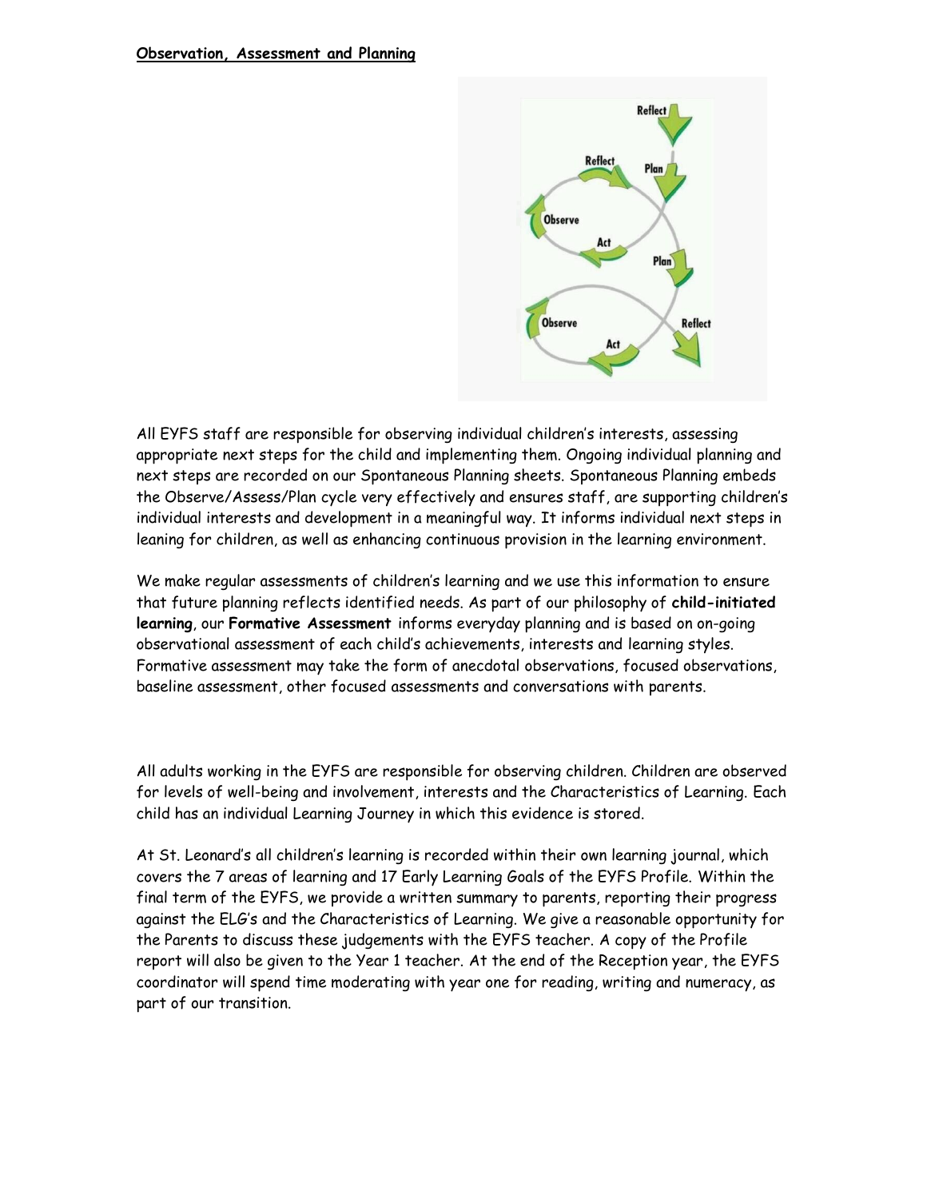**Observation, Assessment and Planning**

All EYFS staff are responsible for observing individual children's interests, assessing appropriate next steps for the child and implementing them. Ongoing individual planning and next steps are recorded on our Spontaneous Planning sheets. Spontaneous Planning embeds the Observe/Assess/Plan cycle very effectively and ensures staff, are supporting children's individual interests and development in a meaningful way. It informs individual next steps in leaning for children, as well as enhancing continuous provision in the learning environment.

We make regular assessments of children's learning and we use this information to ensure that future planning reflects identified needs. As part of our philosophy of **child-initiated learning**, our **Formative Assessment** informs everyday planning and is based on on-going observational assessment of each child's achievements, interests and learning styles. Formative assessment may take the form of anecdotal observations, focused observations, baseline assessment, other focused assessments and conversations with parents.

All adults working in the EYFS are responsible for observing children. Children are observed for levels of well-being and involvement, interests and the Characteristics of Learning. Each child has an individual Learning Journey in which this evidence is stored.

At St. Leonard's all children's learning is recorded within their own learning journal, which covers the 7 areas of learning and 17 Early Learning Goals of the EYFS Profile. Within the final term of the EYFS, we provide a written summary to parents, reporting their progress against the ELG's and the Characteristics of Learning. We give a reasonable opportunity for the Parents to discuss these judgements with the EYFS teacher. A copy of the Profile report will also be given to the Year 1 teacher. At the end of the Reception year, the EYFS coordinator will spend time moderating with year one for reading, writing and numeracy, as part of our transition.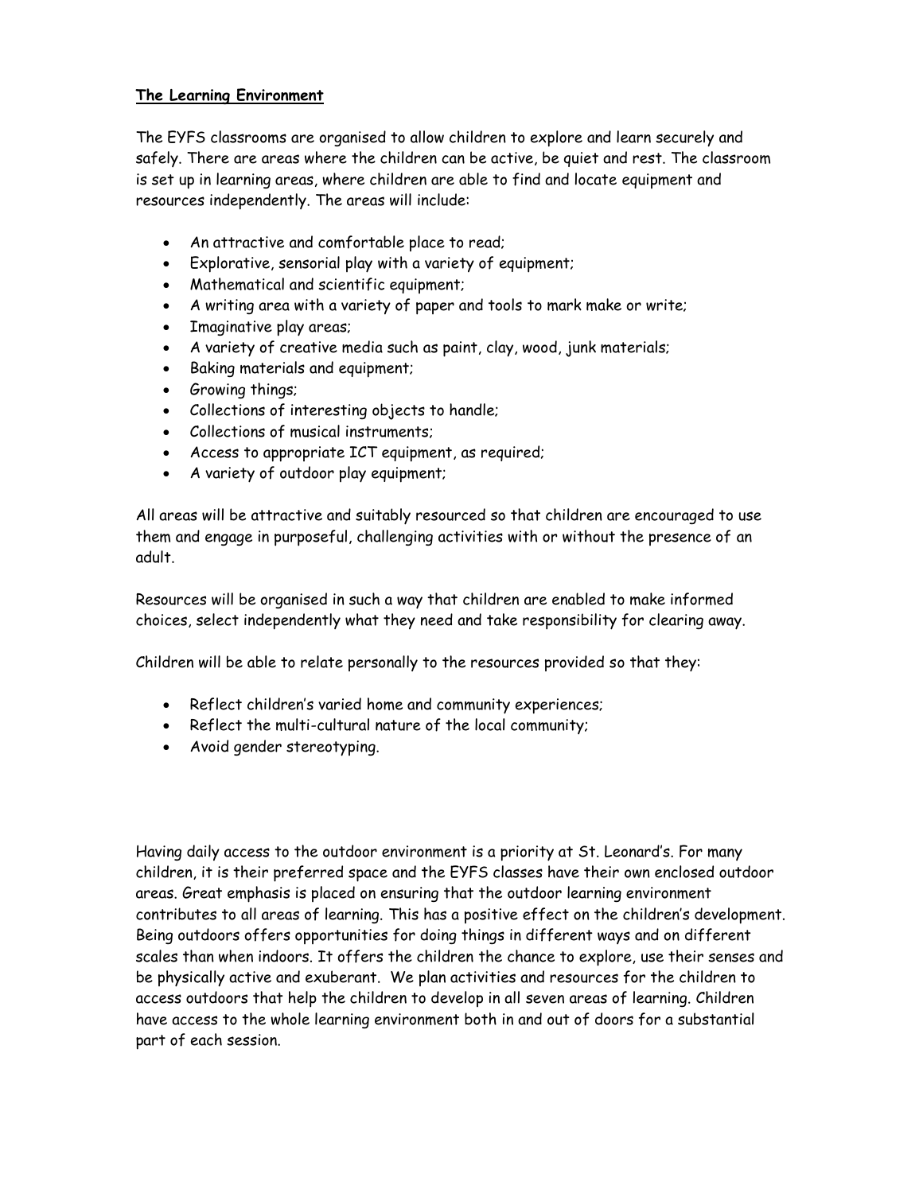## The Learning Environment

The EYFS classrooms are organised to allow children to explore and learn securely and safely. There are areas where the children can be active, be quiet and rest. The classroom is set up in learning areas, where children are able to find and locate equipment and resources independently. The areas will include:

- An attractive and comfortable place to read;
- Explorative, sensorial play with a variety of equipment;
- Mathematical and scientific equipment;
- A writing area with a variety of paper and tools to mark make or write;
- Imaginative play areas;
- A variety of creative media such as paint, clay, wood, junk materials;
- Baking materials and equipment;
- Growing things;
- Collections of interesting objects to handle;
- Collections of musical instruments;
- Access to appropriate ICT equipment, as required;
- A variety of outdoor play equipment;

All areas will be attractive and suitably resourced so that children are encouraged to use them and engage in purposeful, challenging activities with or without the presence of an adult.

Resources will be organised in such a way that children are enabled to make informed choices, select independently what they need and take responsibility for clearing away.

Children will be able to relate personally to the resources provided so that they:

- Reflect children's varied home and community experiences;
- Reflect the multi-cultural nature of the local community;
- Avoid gender stereotyping.

Having daily access to the outdoor environment is a priority at St. Leonard's. For many children, it is their preferred space and the EYFS classes have their own enclosed outdoor areas. Great emphasis is placed on ensuring that the outdoor learning environment contributes to all areas of learning. This has a positive effect on the children's development. Being outdoors offers opportunities for doing things in different ways and on different scales than when indoors. It offers the children the chance to explore, use their senses and be physically active and exuberant. We plan activities and resources for the children to access outdoors that help the children to develop in all seven areas of learning. Children have access to the whole learning environment both in and out of doors for a substantial part of each session.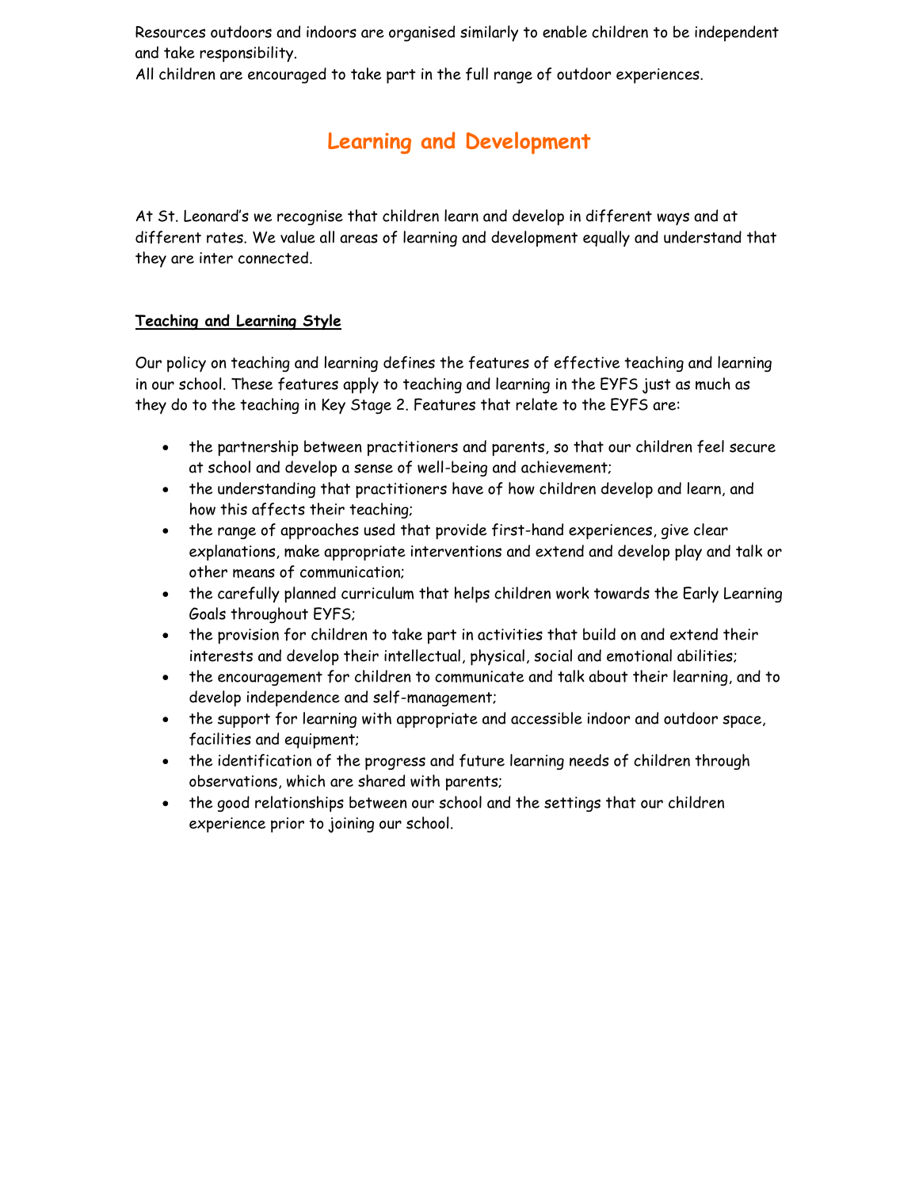Resources outdoors and indoors are organised similarly to enable children to be independent and take responsibility.
All children are encouraged to take part in the full range of outdoor experiences.

## Learning and Development

At St. Leonard's we recognise that children learn and develop in different ways and at different rates. We value all areas of learning and development equally and understand that they are inter connected.

### Teaching and Learning Style

Our policy on teaching and learning defines the features of effective teaching and learning in our school. These features apply to teaching and learning in the EYFS just as much as they do to the teaching in Key Stage 2. Features that relate to the EYFS are:

- the partnership between practitioners and parents, so that our children feel secure at school and develop a sense of well-being and achievement;
- the understanding that practitioners have of how children develop and learn, and how this affects their teaching;
- the range of approaches used that provide first-hand experiences, give clear explanations, make appropriate interventions and extend and develop play and talk or other means of communication;
- the carefully planned curriculum that helps children work towards the Early Learning Goals throughout EYFS;
- the provision for children to take part in activities that build on and extend their interests and develop their intellectual, physical, social and emotional abilities;
- the encouragement for children to communicate and talk about their learning, and to develop independence and self-management;
- the support for learning with appropriate and accessible indoor and outdoor space, facilities and equipment;
- the identification of the progress and future learning needs of children through observations, which are shared with parents;
- the good relationships between our school and the settings that our children experience prior to joining our school.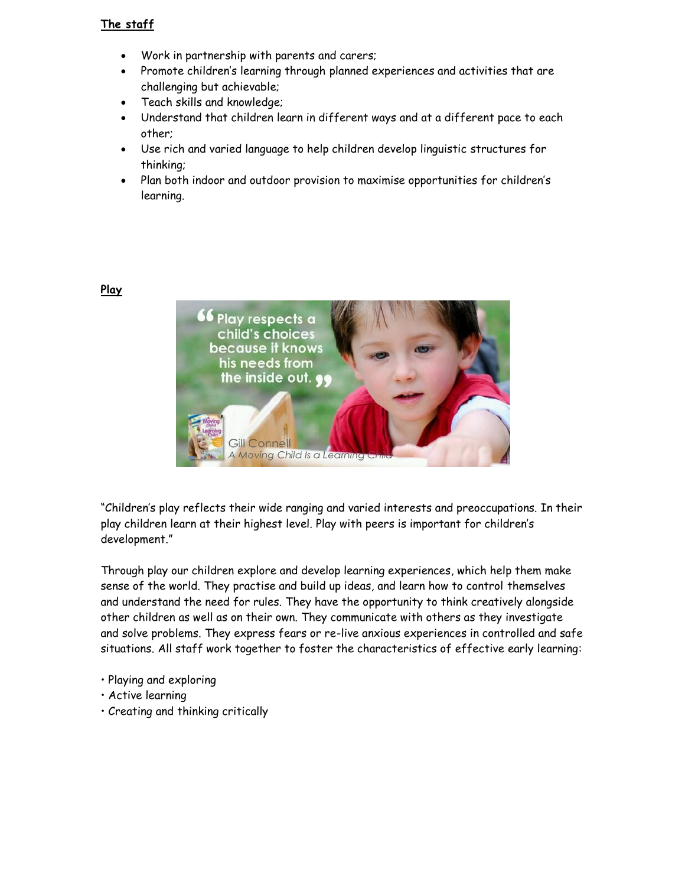**The staff**

- Work in partnership with parents and carers;
- Promote children's learning through planned experiences and activities that are challenging but achievable;
- Teach skills and knowledge;
- Understand that children learn in different ways and at a different pace to each other;
- Use rich and varied language to help children develop linguistic structures for thinking;
- Plan both indoor and outdoor provision to maximise opportunities for children's learning.

**Play**

"Children's play reflects their wide ranging and varied interests and preoccupations. In their play children learn at their highest level. Play with peers is important for children's development."

Through play our children explore and develop learning experiences, which help them make sense of the world. They practise and build up ideas, and learn how to control themselves and understand the need for rules. They have the opportunity to think creatively alongside other children as well as on their own. They communicate with others as they investigate and solve problems. They express fears or re-live anxious experiences in controlled and safe situations. All staff work together to foster the characteristics of effective early learning:

- Playing and exploring
- Active learning
- Creating and thinking critically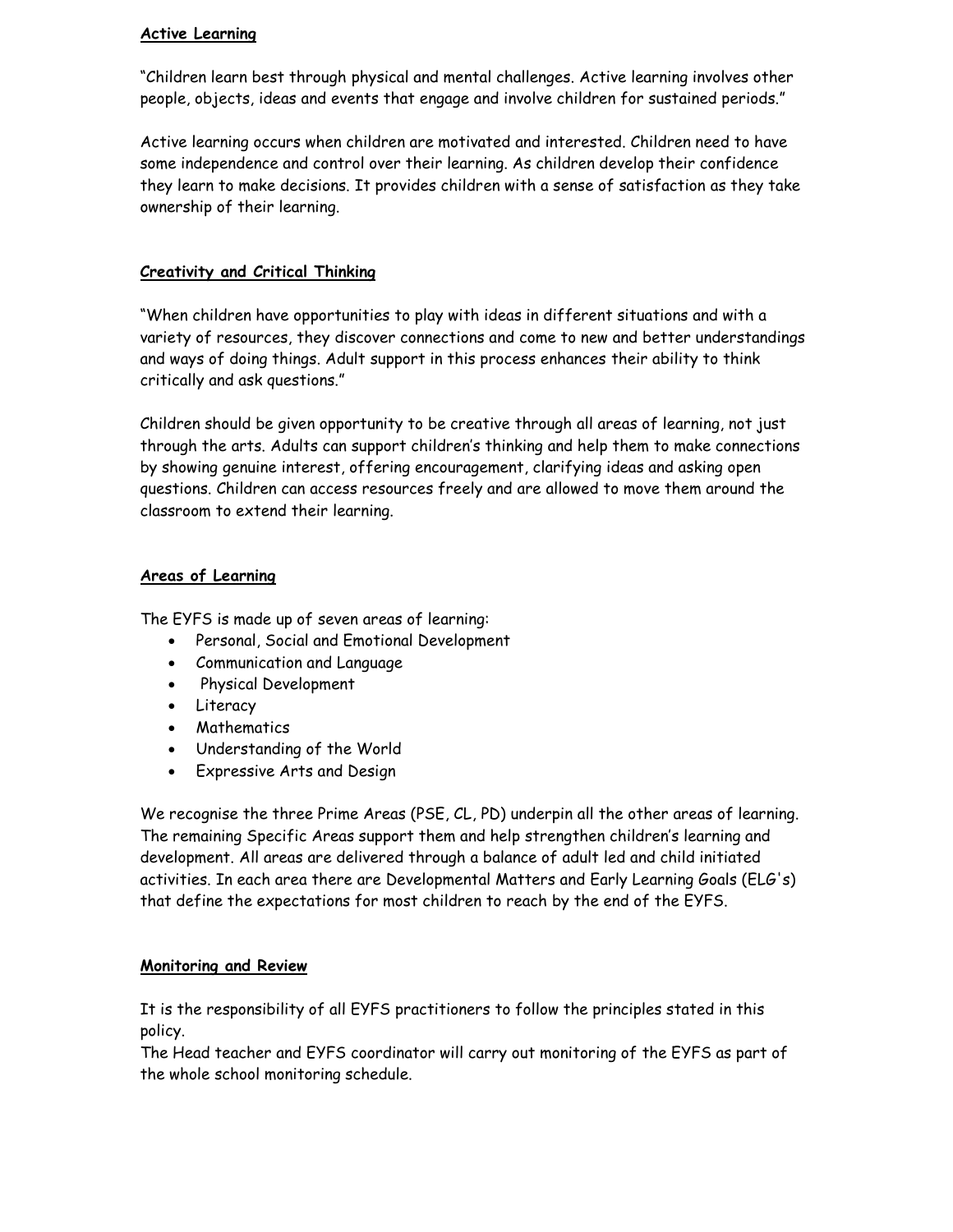**Active Learning**

"Children learn best through physical and mental challenges. Active learning involves other people, objects, ideas and events that engage and involve children for sustained periods."

Active learning occurs when children are motivated and interested. Children need to have some independence and control over their learning. As children develop their confidence they learn to make decisions. It provides children with a sense of satisfaction as they take ownership of their learning.

**Creativity and Critical Thinking**

"When children have opportunities to play with ideas in different situations and with a variety of resources, they discover connections and come to new and better understandings and ways of doing things. Adult support in this process enhances their ability to think critically and ask questions."

Children should be given opportunity to be creative through all areas of learning, not just through the arts. Adults can support children's thinking and help them to make connections by showing genuine interest, offering encouragement, clarifying ideas and asking open questions. Children can access resources freely and are allowed to move them around the classroom to extend their learning.

**Areas of Learning**

The EYFS is made up of seven areas of learning:

- Personal, Social and Emotional Development
- Communication and Language
- Physical Development
- Literacy
- Mathematics
- Understanding of the World
- Expressive Arts and Design

We recognise the three Prime Areas (PSE, CL, PD) underpin all the other areas of learning. The remaining Specific Areas support them and help strengthen children's learning and development. All areas are delivered through a balance of adult led and child initiated activities. In each area there are Developmental Matters and Early Learning Goals (ELG's) that define the expectations for most children to reach by the end of the EYFS.

**Monitoring and Review**

It is the responsibility of all EYFS practitioners to follow the principles stated in this policy.
The Head teacher and EYFS coordinator will carry out monitoring of the EYFS as part of the whole school monitoring schedule.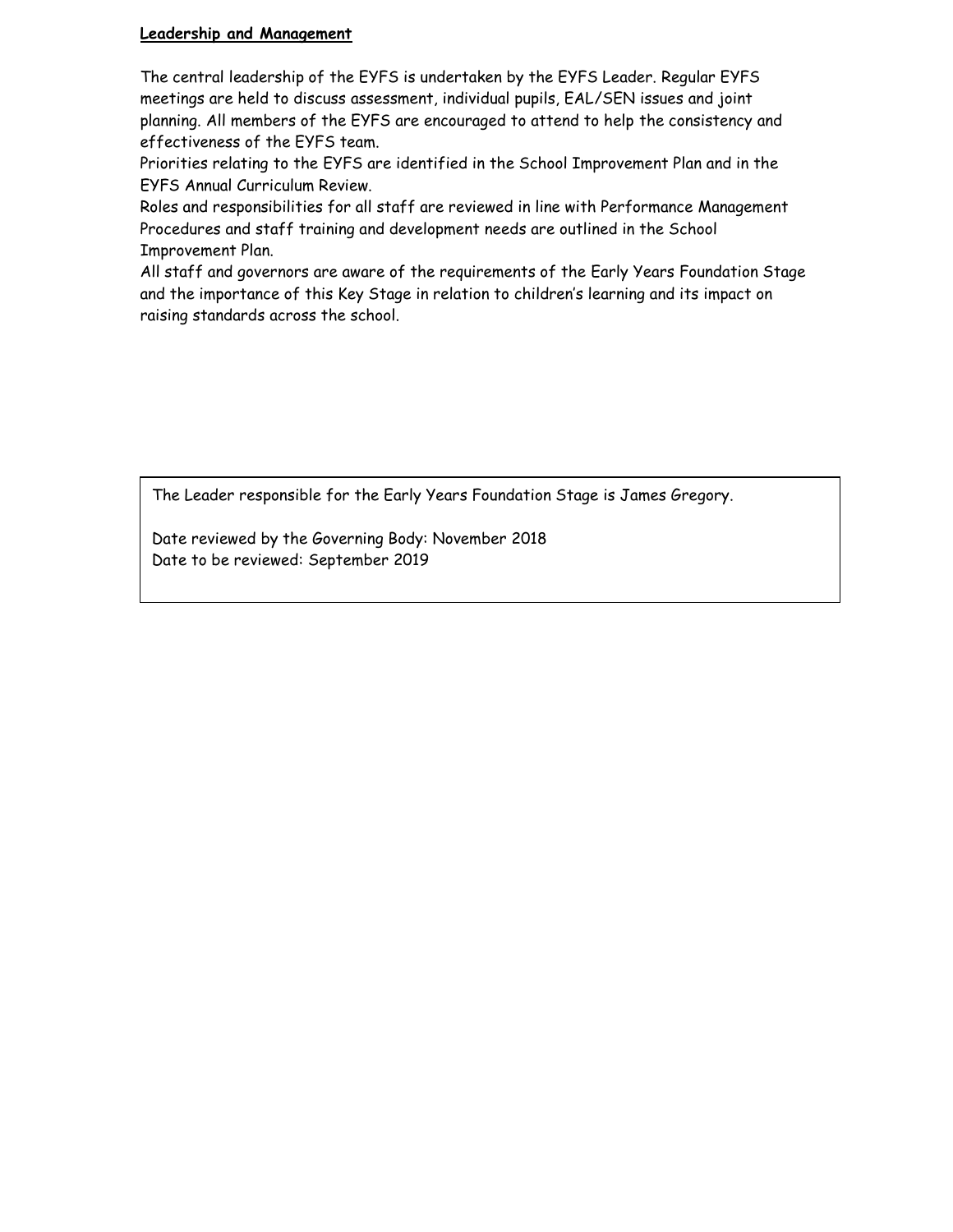**Leadership and Management**

The central leadership of the EYFS is undertaken by the EYFS Leader. Regular EYFS meetings are held to discuss assessment, individual pupils, EAL/SEN issues and joint planning. All members of the EYFS are encouraged to attend to help the consistency and effectiveness of the EYFS team.

Priorities relating to the EYFS are identified in the School Improvement Plan and in the EYFS Annual Curriculum Review.

Roles and responsibilities for all staff are reviewed in line with Performance Management Procedures and staff training and development needs are outlined in the School Improvement Plan.

All staff and governors are aware of the requirements of the Early Years Foundation Stage and the importance of this Key Stage in relation to children's learning and its impact on raising standards across the school.

The Leader responsible for the Early Years Foundation Stage is James Gregory.

Date reviewed by the Governing Body: November 2018
Date to be reviewed: September 2019